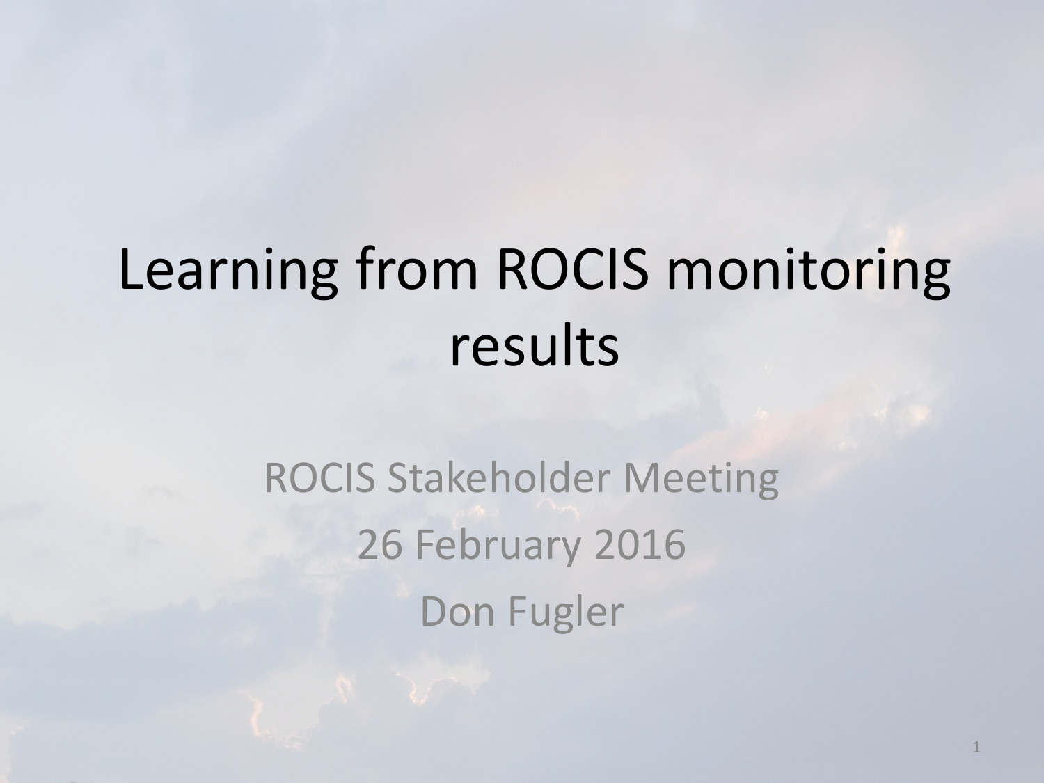# Learning from ROCIS monitoring results

ROCIS Stakeholder Meeting

26 February 2016

Don Fugler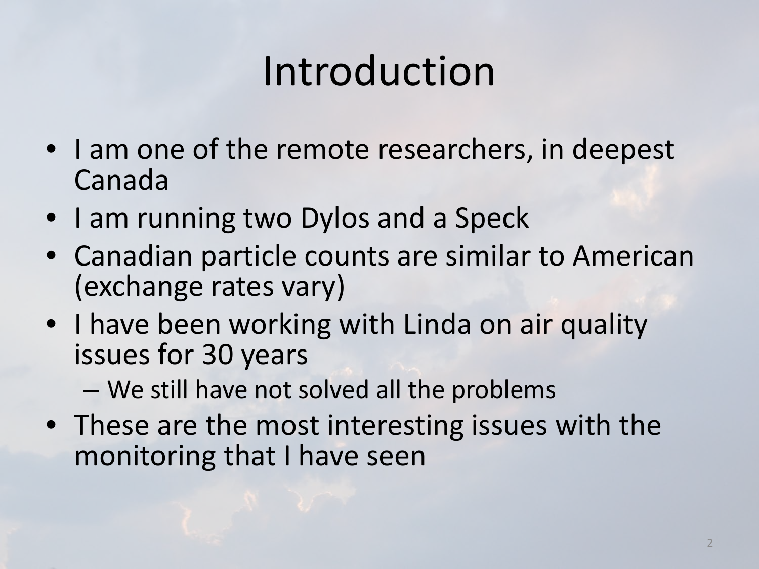# Introduction

- I am one of the remote researchers, in deepest Canada
- I am running two Dylos and a Speck
- Canadian particle counts are similar to American (exchange rates vary)
- I have been working with Linda on air quality issues for 30 years
  - We still have not solved all the problems
- These are the most interesting issues with the monitoring that I have seen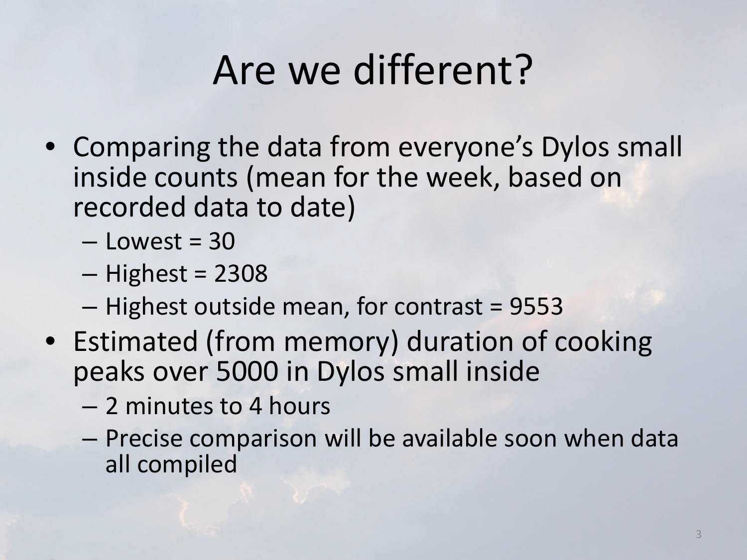# Are we different?

- Comparing the data from everyone's Dylos small inside counts (mean for the week, based on recorded data to date)
  - Lowest = 30
  - Highest = 2308
  - Highest outside mean, for contrast = 9553
- Estimated (from memory) duration of cooking peaks over 5000 in Dylos small inside
  - 2 minutes to 4 hours
  - Precise comparison will be available soon when data all compiled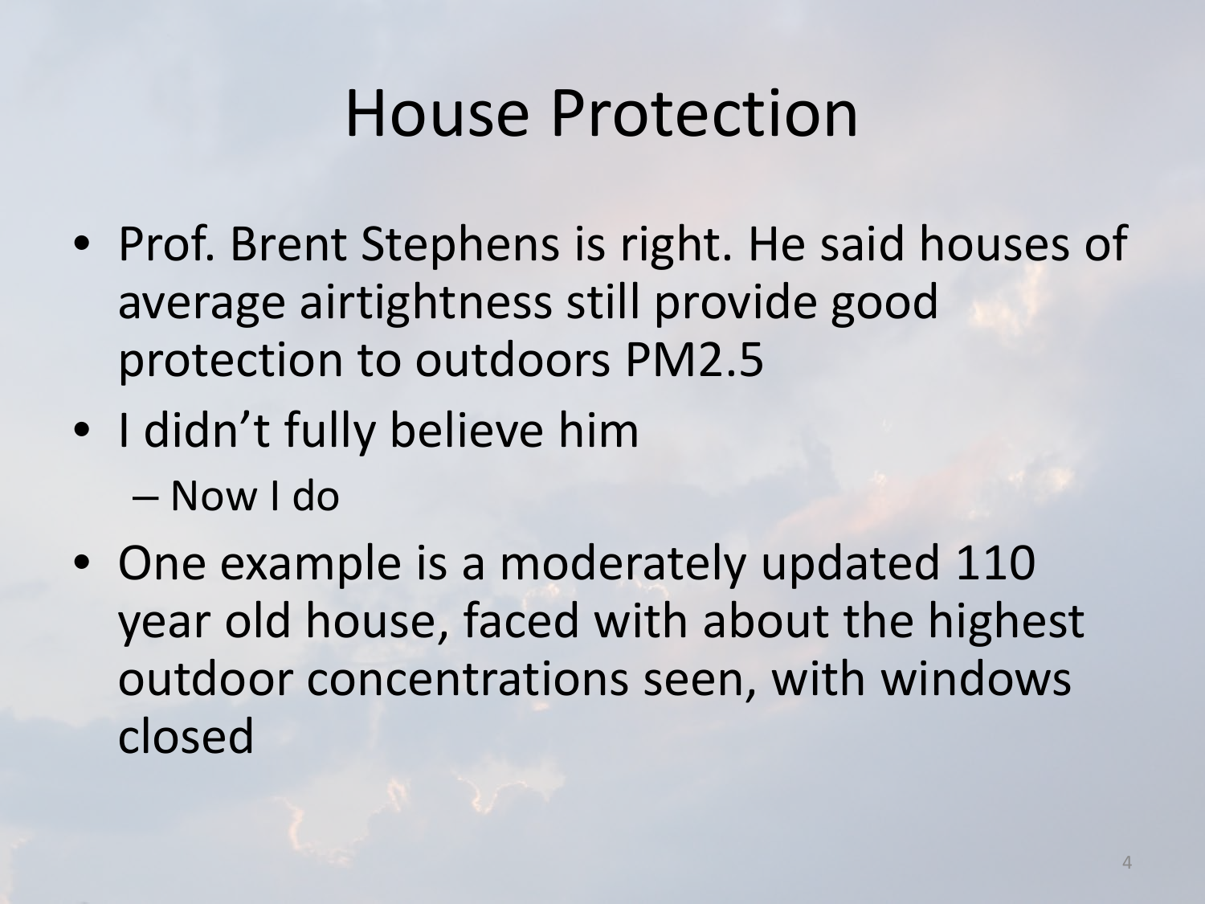# House Protection

- Prof. Brent Stephens is right. He said houses of average airtightness still provide good protection to outdoors PM2.5
- I didn't fully believe him
  - Now I do
- One example is a moderately updated 110 year old house, faced with about the highest outdoor concentrations seen, with windows closed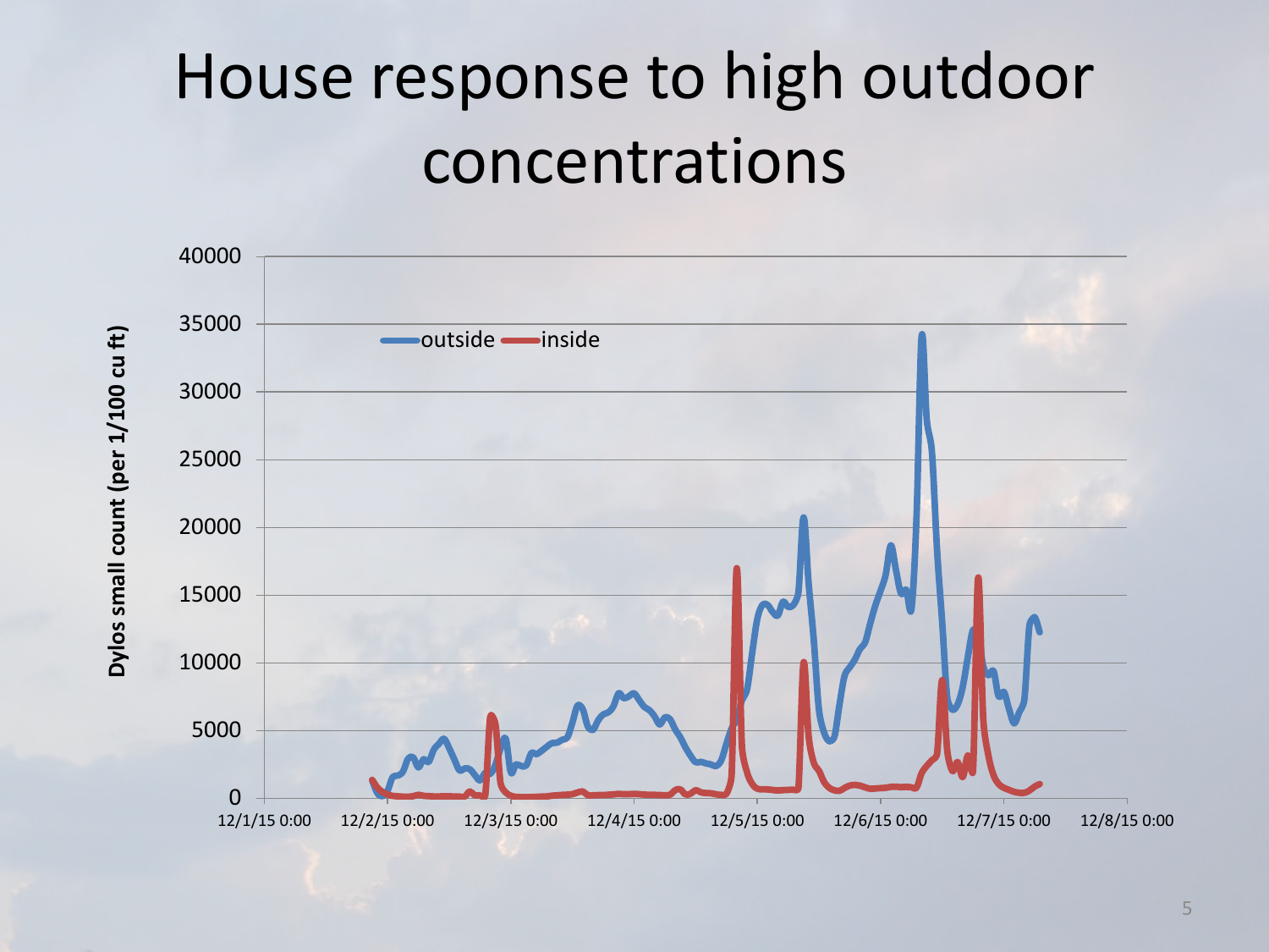# House response to high outdoor concentrations

Dylos small count (per 1/100 cu ft)

outside inside

40000
35000
30000
25000
20000
15000
10000
5000
0

12/1/15 0:00 12/2/15 0:00 12/3/15 0:00 12/4/15 0:00 12/5/15 0:00 12/6/15 0:00 12/7/15 0:00 12/8/15 0:00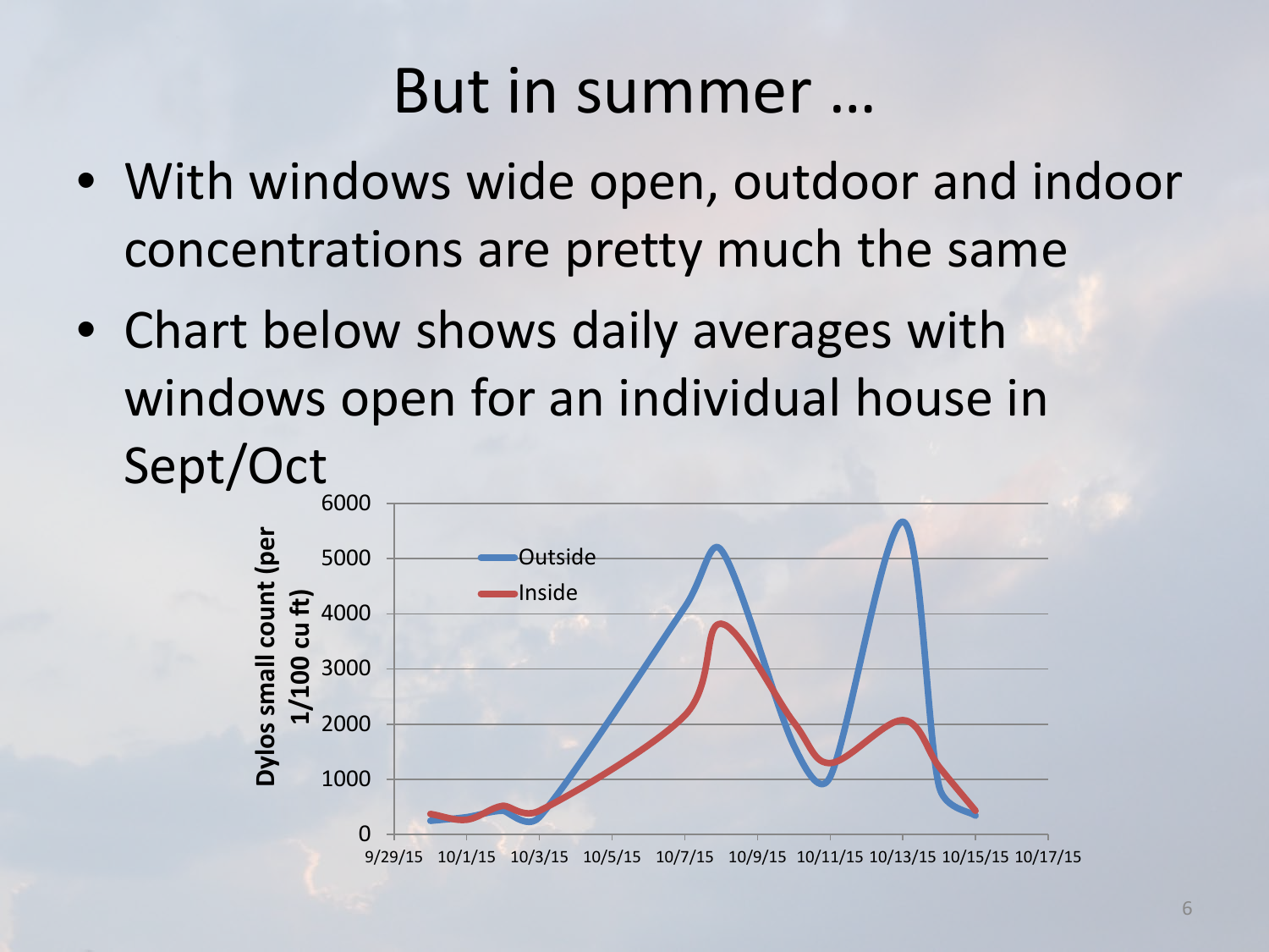# But in summer …

- With windows wide open, outdoor and indoor concentrations are pretty much the same
- Chart below shows daily averages with windows open for an individual house in Sept/Oct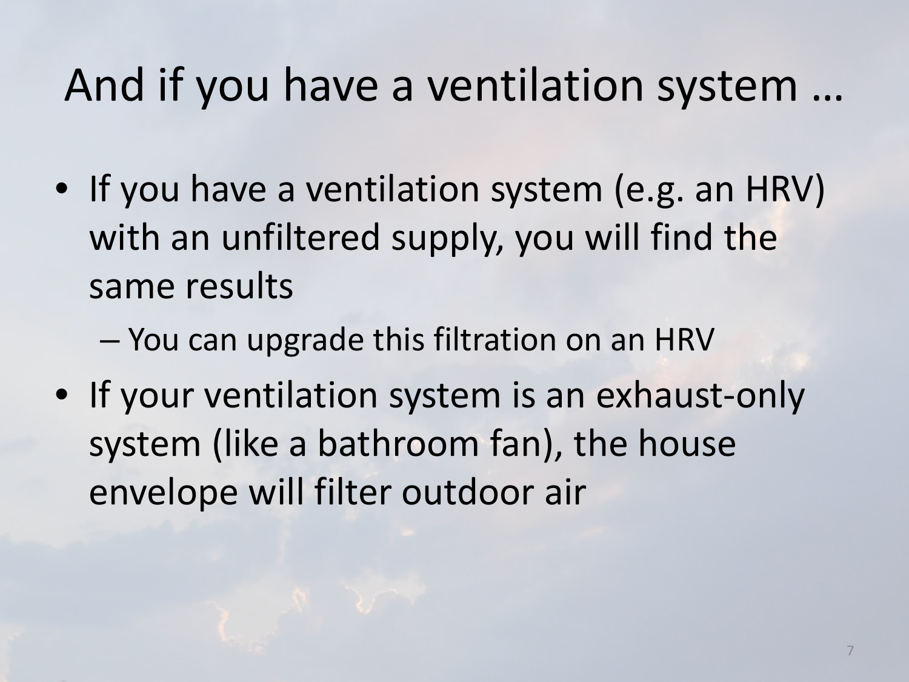# And if you have a ventilation system …

- If you have a ventilation system (e.g. an HRV) with an unfiltered supply, you will find the same results
  - You can upgrade this filtration on an HRV
- If your ventilation system is an exhaust-only system (like a bathroom fan), the house envelope will filter outdoor air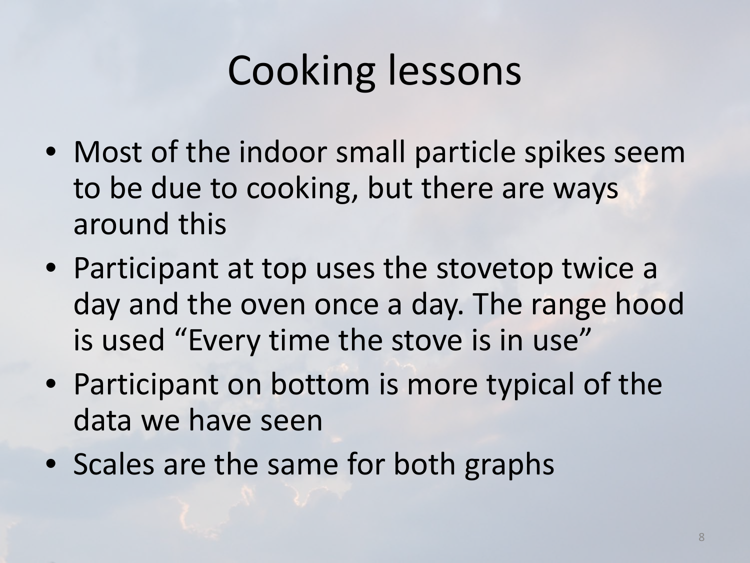# Cooking lessons

- Most of the indoor small particle spikes seem to be due to cooking, but there are ways around this
- Participant at top uses the stovetop twice a day and the oven once a day. The range hood is used “Every time the stove is in use”
- Participant on bottom is more typical of the data we have seen
- Scales are the same for both graphs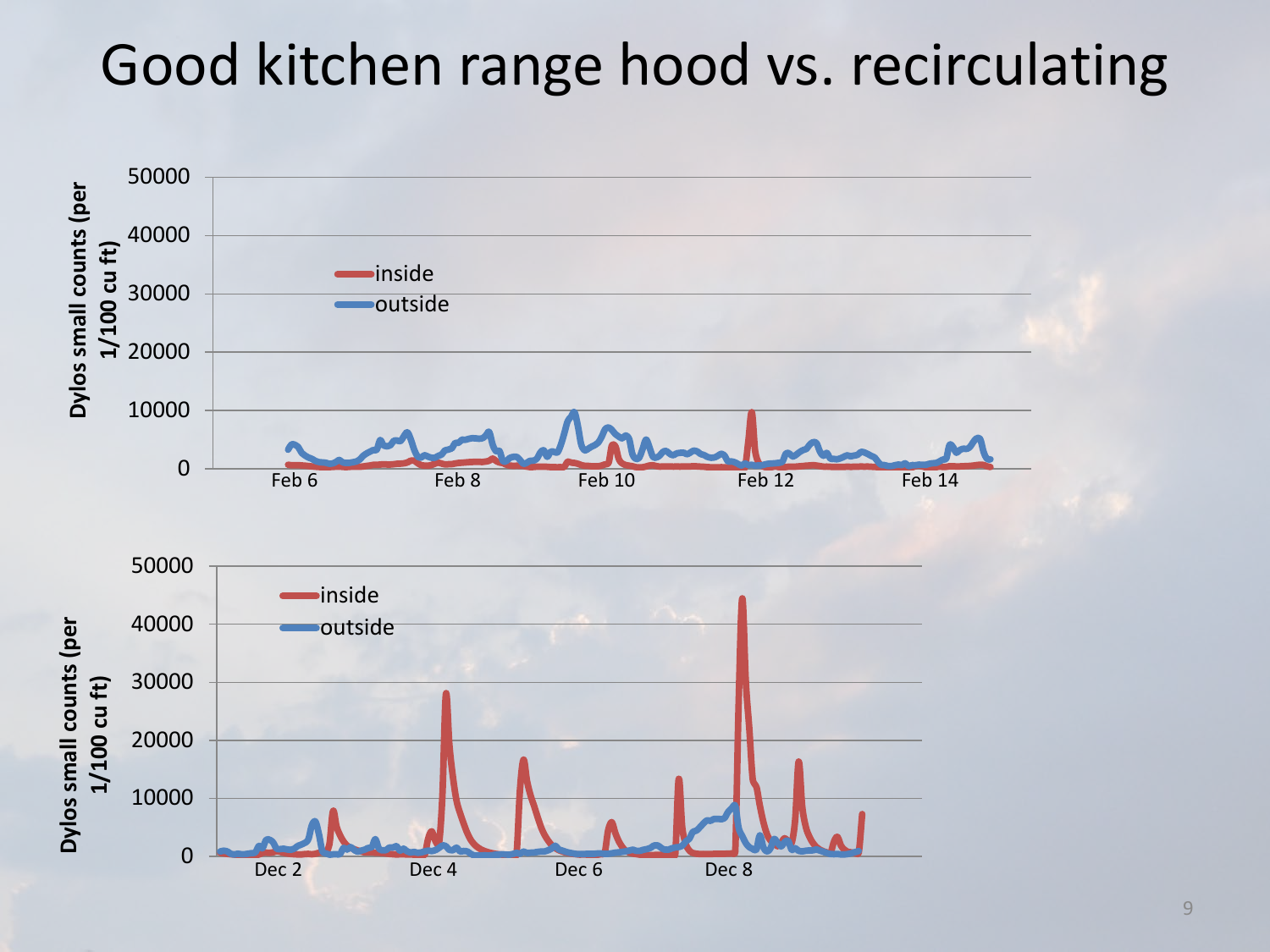# Good kitchen range hood vs. recirculating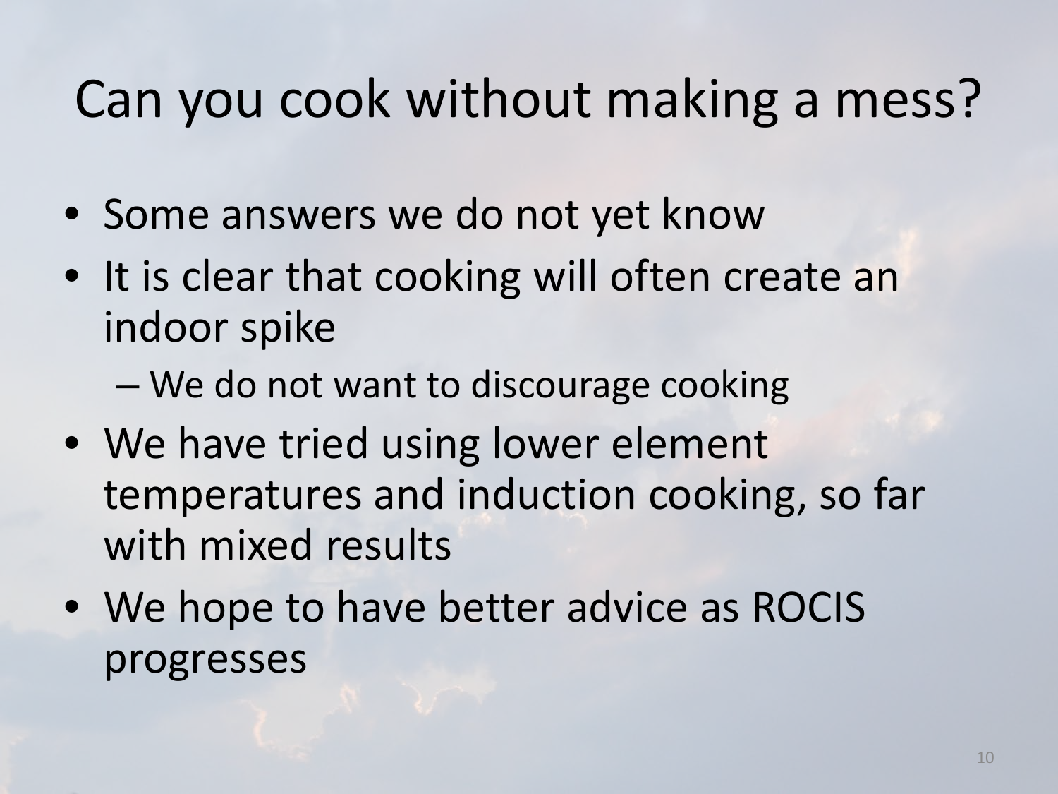# Can you cook without making a mess?

- Some answers we do not yet know
- It is clear that cooking will often create an indoor spike
  - We do not want to discourage cooking
- We have tried using lower element temperatures and induction cooking, so far with mixed results
- We hope to have better advice as ROCIS progresses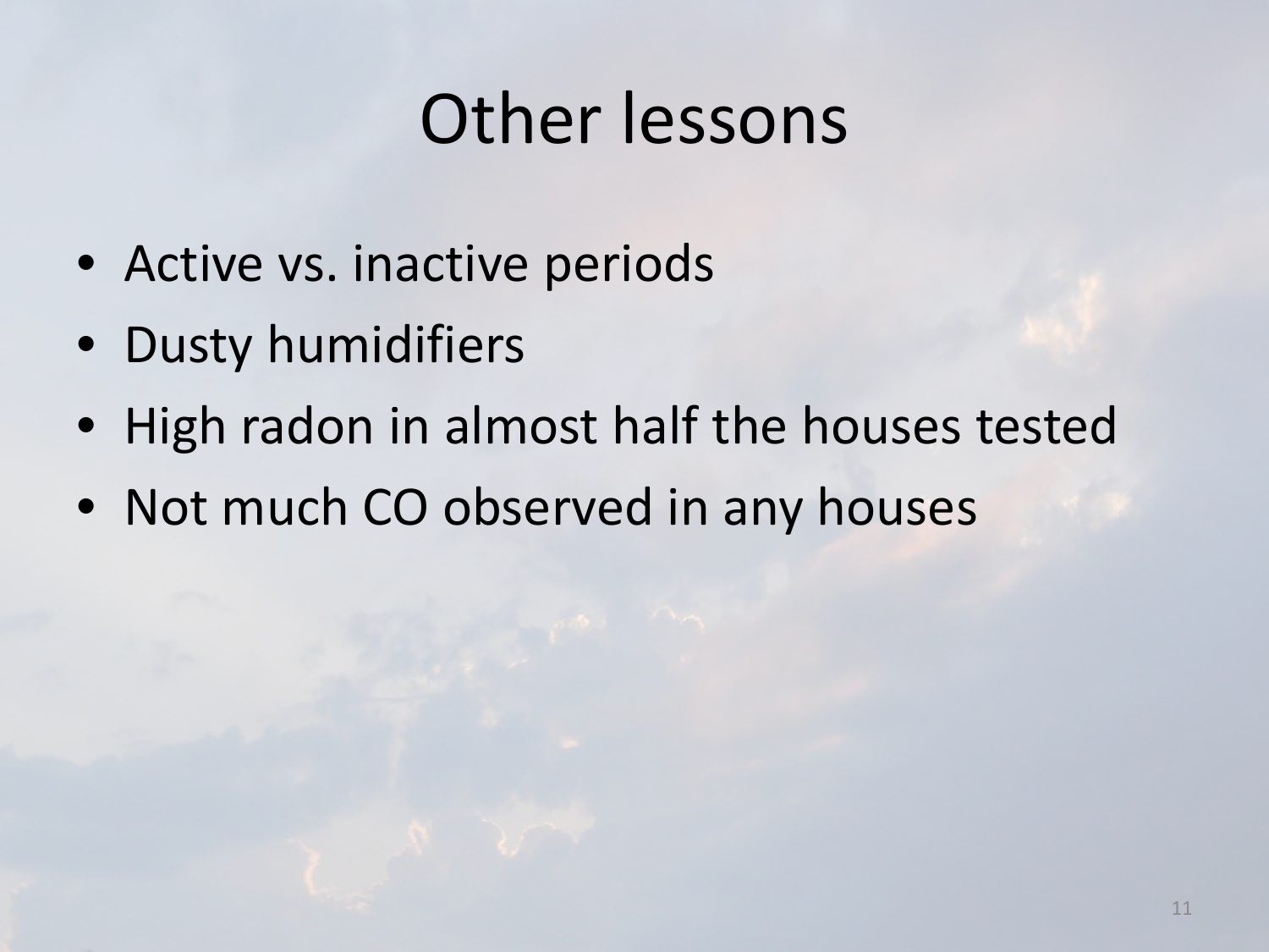# Other lessons

- Active vs. inactive periods
- Dusty humidifiers
- High radon in almost half the houses tested
- Not much CO observed in any houses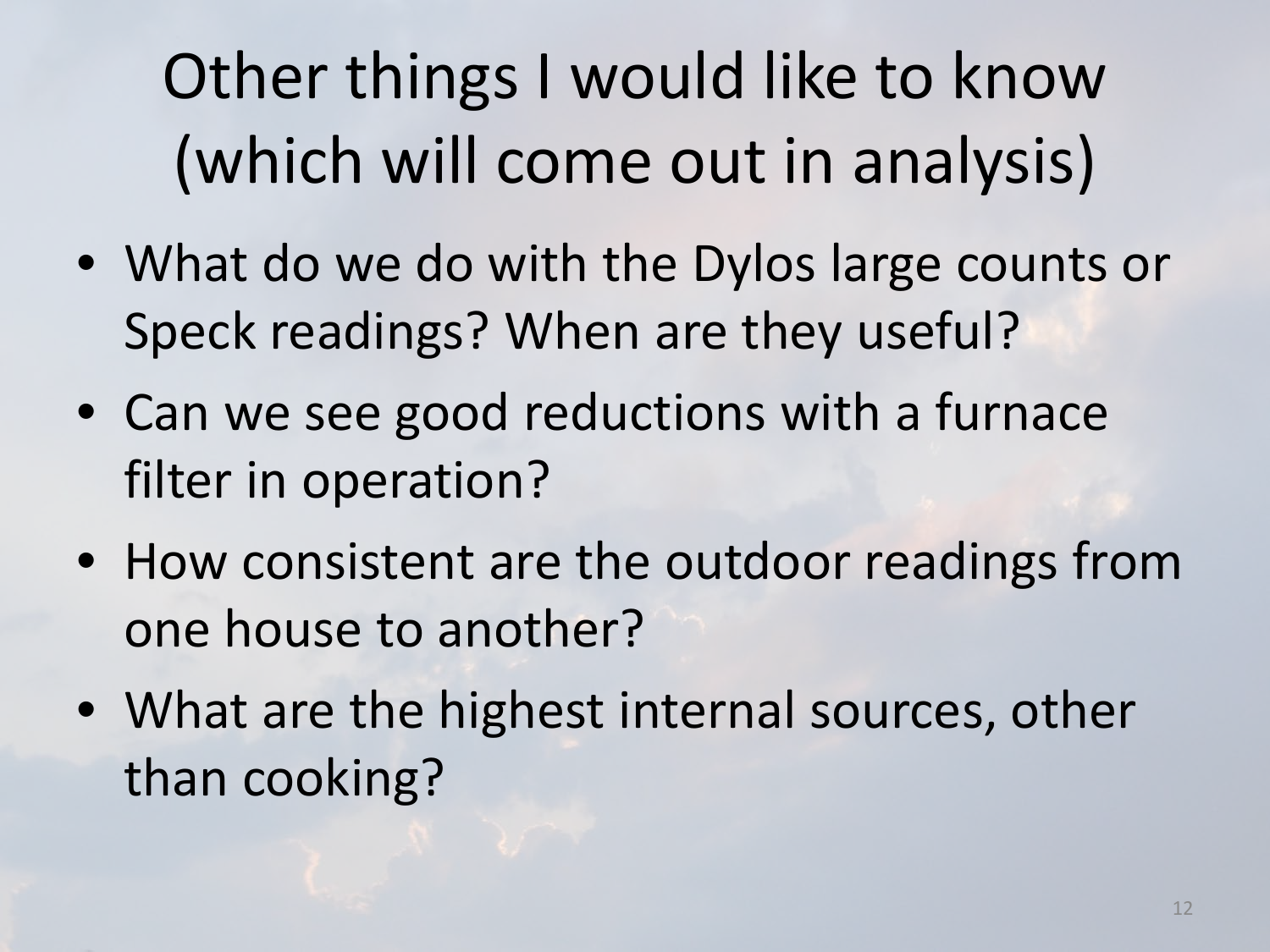# Other things I would like to know (which will come out in analysis)

- What do we do with the Dylos large counts or Speck readings? When are they useful?
- Can we see good reductions with a furnace filter in operation?
- How consistent are the outdoor readings from one house to another?
- What are the highest internal sources, other than cooking?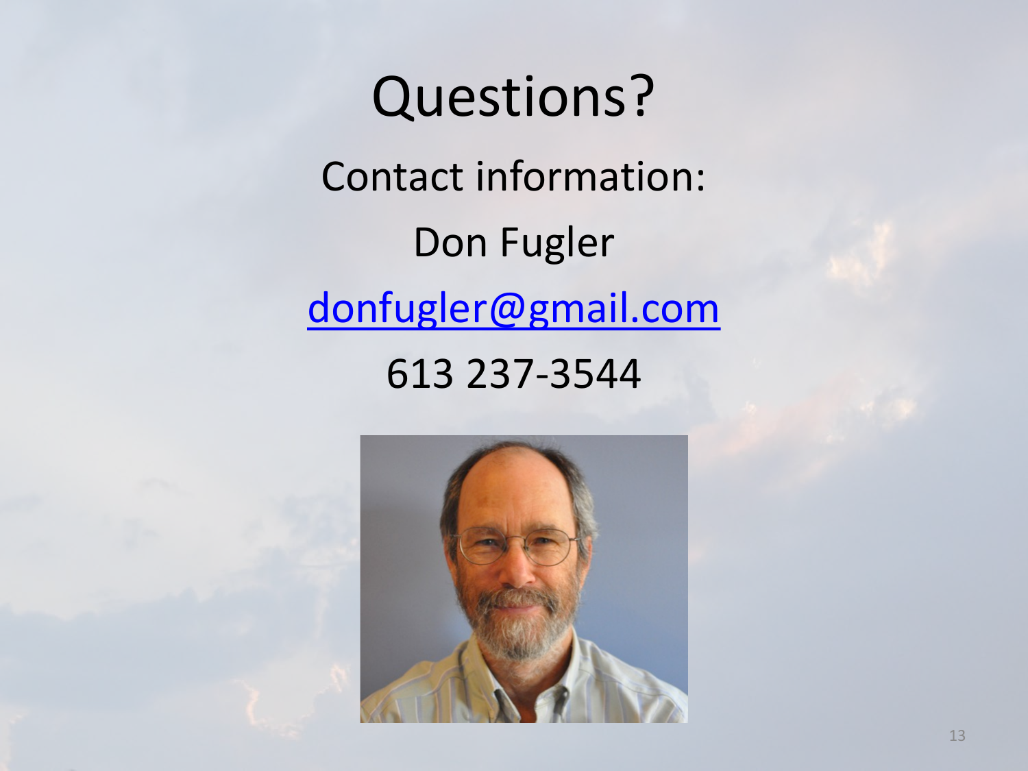# Questions?

Contact information:

Don Fugler

donfugler@gmail.com

613 237-3544